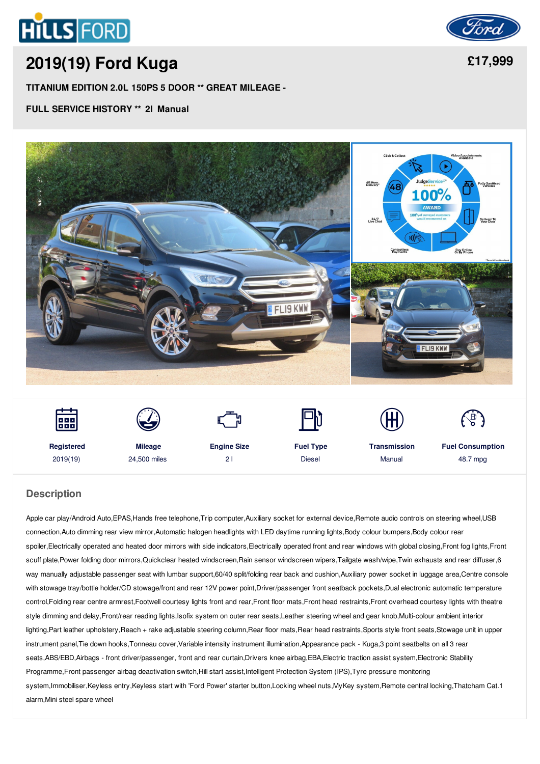# 2019(19) Ford Kuga

**£17,999**

**TITANIUM EDITION 2.0L 150PS 5 DOOR ** GREAT MILEAGE - FULL SERVICE HISTORY ** 2l Manual**

| Registered | Mileage | Engine Size | Fuel Type | Transmission | Fuel Consumption |
|---|---|---|---|---|---|
| 2019(19) | 24,500 miles | 2 l | Diesel | Manual | 48.7 mpg |

## Description

Apple car play/Android Auto,EPAS,Hands free telephone,Trip computer,Auxiliary socket for external device,Remote audio controls on steering wheel,USB connection,Auto dimming rear view mirror,Automatic halogen headlights with LED daytime running lights,Body colour bumpers,Body colour rear spoiler,Electrically operated and heated door mirrors with side indicators,Electrically operated front and rear windows with global closing,Front fog lights,Front scuff plate,Power folding door mirrors,Quickclear heated windscreen,Rain sensor windscreen wipers,Tailgate wash/wipe,Twin exhausts and rear diffuser,6 way manually adjustable passenger seat with lumbar support,60/40 split/folding rear back and cushion,Auxiliary power socket in luggage area,Centre console with stowage tray/bottle holder/CD stowage/front and rear 12V power point,Driver/passenger front seatback pockets,Dual electronic automatic temperature control,Folding rear centre armrest,Footwell courtesy lights front and rear,Front floor mats,Front head restraints,Front overhead courtesy lights with theatre style dimming and delay,Front/rear reading lights,Isofix system on outer rear seats,Leather steering wheel and gear knob,Multi-colour ambient interior lighting,Part leather upholstery,Reach + rake adjustable steering column,Rear floor mats,Rear head restraints,Sports style front seats,Stowage unit in upper instrument panel,Tie down hooks,Tonneau cover,Variable intensity instrument illumination,Appearance pack - Kuga,3 point seatbelts on all 3 rear seats,ABS/EBD,Airbags - front driver/passenger, front and rear curtain,Drivers knee airbag,EBA,Electric traction assist system,Electronic Stability Programme,Front passenger airbag deactivation switch,Hill start assist,Intelligent Protection System (IPS),Tyre pressure monitoring system,Immobiliser,Keyless entry,Keyless start with 'Ford Power' starter button,Locking wheel nuts,MyKey system,Remote central locking,Thatcham Cat.1 alarm,Mini steel spare wheel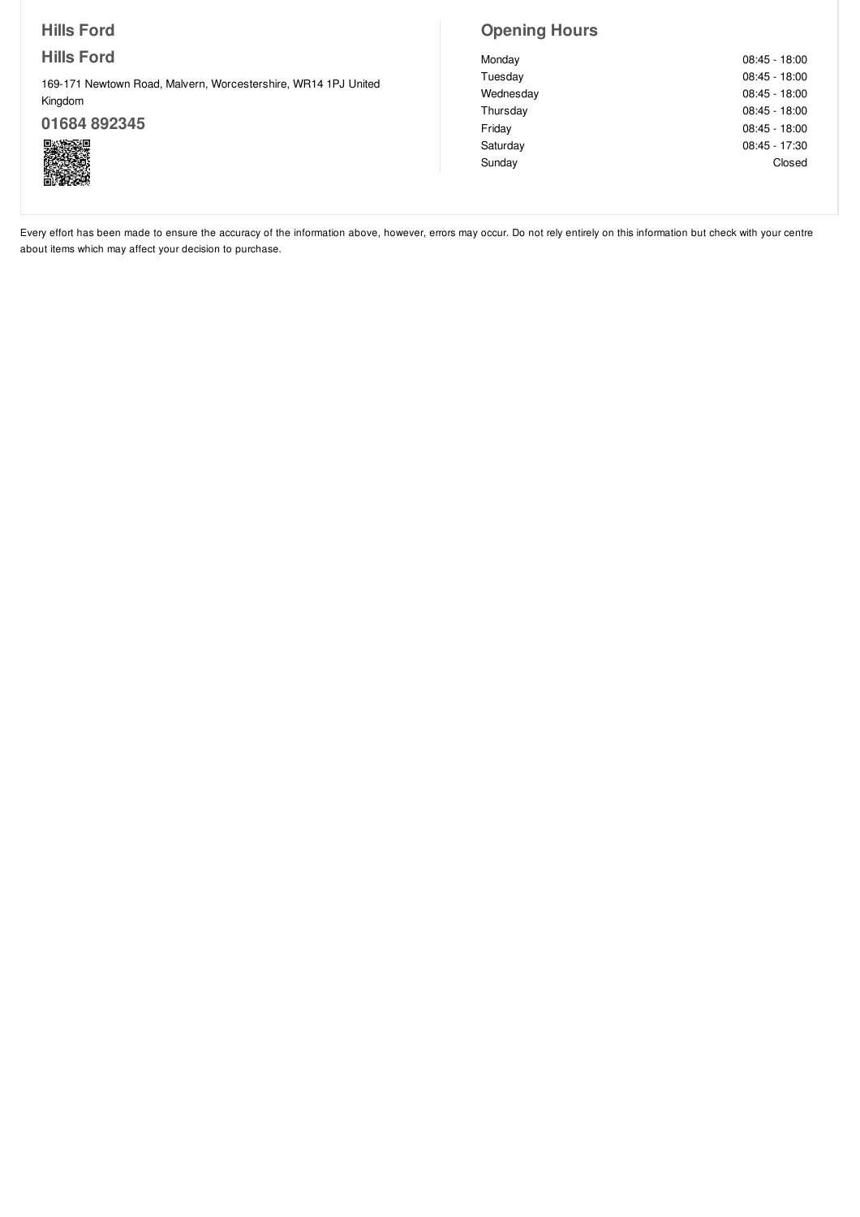## Hills Ford

## Hills Ford

169-171 Newtown Road, Malvern, Worcestershire, WR14 1PJ United Kingdom

### 01684 892345

## Opening Hours

| | |
|---|---|
| Monday | 08:45 - 18:00 |
| Tuesday | 08:45 - 18:00 |
| Wednesday | 08:45 - 18:00 |
| Thursday | 08:45 - 18:00 |
| Friday | 08:45 - 18:00 |
| Saturday | 08:45 - 17:30 |
| Sunday | Closed |

Every effort has been made to ensure the accuracy of the information above, however, errors may occur. Do not rely entirely on this information but check with your centre about items which may affect your decision to purchase.